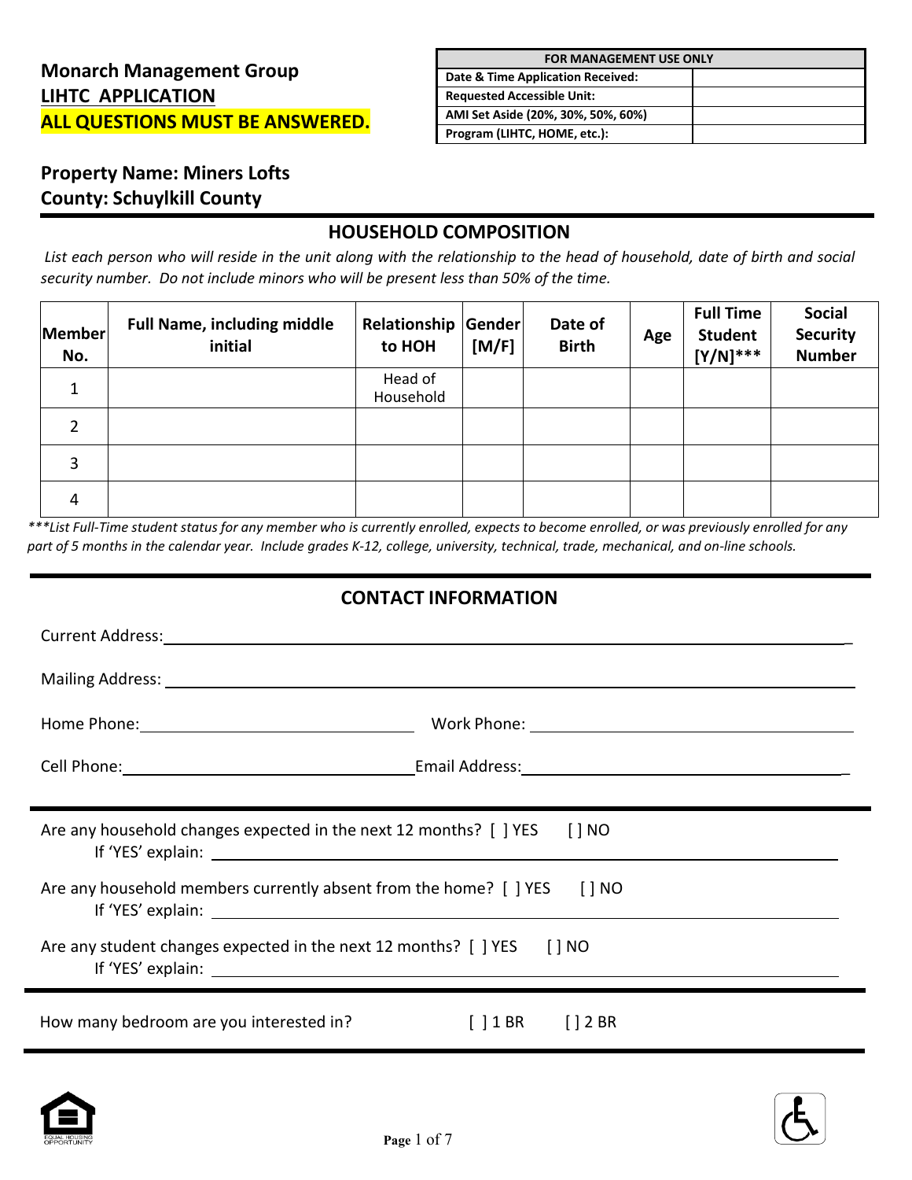**Monarch Management Group**

**LIHTC APPLICATION**

**ALL QUESTIONS MUST BE ANSWERED.**

| FOR MANAGEMENT USE ONLY | |
|---|---|
| Date & Time Application Received: | |
| Requested Accessible Unit: | |
| AMI Set Aside (20%, 30%, 50%, 60%) | |
| Program (LIHTC, HOME, etc.): | |

**Property Name: Miners Lofts**

**County: Schuylkill County**

## HOUSEHOLD COMPOSITION

*List each person who will reside in the unit along with the relationship to the head of household, date of birth and social security number. Do not include minors who will be present less than 50% of the time.*

| Member No. | Full Name, including middle initial | Relationship to HOH | Gender [M/F] | Date of Birth | Age | Full Time Student [Y/N]*** | Social Security Number |
|---|---|---|---|---|---|---|---|
| 1 | | Head of Household | | | | | |
| 2 | | | | | | | |
| 3 | | | | | | | |
| 4 | | | | | | | |

****List Full-Time student status for any member who is currently enrolled, expects to become enrolled, or was previously enrolled for any part of 5 months in the calendar year. Include grades K-12, college, university, technical, trade, mechanical, and on-line schools.*

## CONTACT INFORMATION

Current Address: ______________________________________________

Mailing Address: ______________________________________________

Home Phone: ______________________ Work Phone: ______________________

Cell Phone: ______________________ Email Address: ______________________

Are any household changes expected in the next 12 months? [ ] YES [ ] NO
If 'YES' explain: ______________________________________________

Are any household members currently absent from the home? [ ] YES [ ] NO
If 'YES' explain: ______________________________________________

Are any student changes expected in the next 12 months? [ ] YES [ ] NO
If 'YES' explain: ______________________________________________

How many bedroom are you interested in? [ ] 1 BR [ ] 2 BR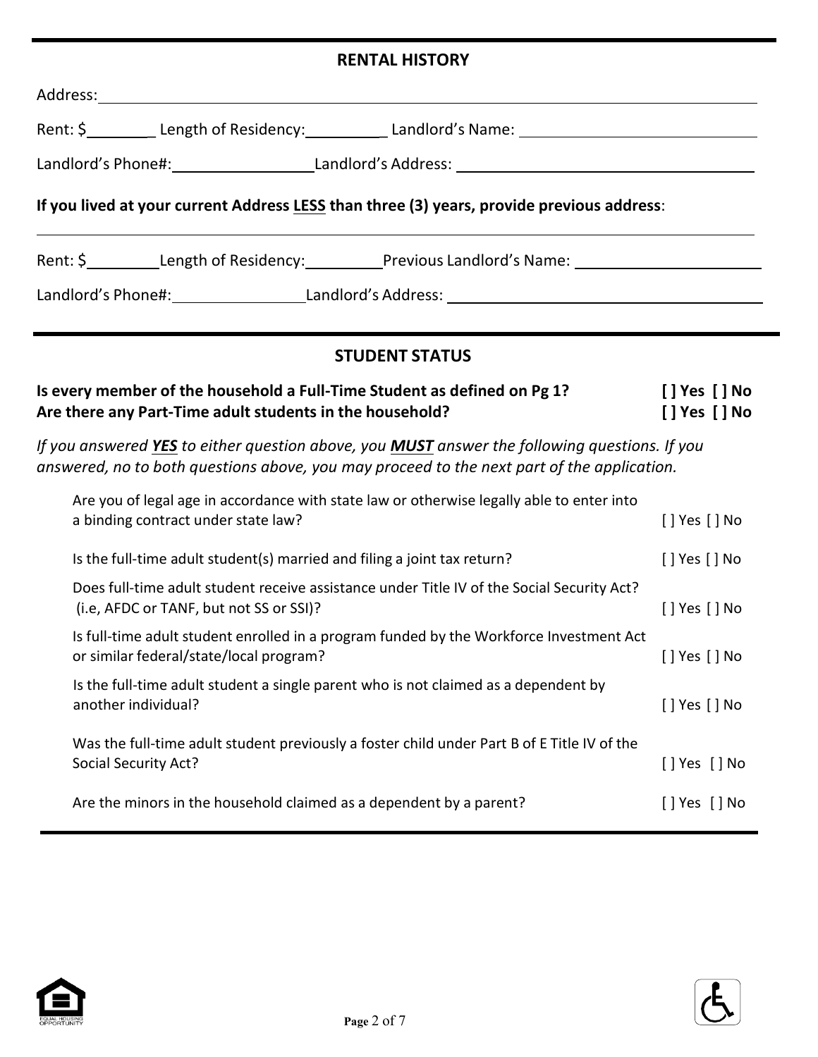## RENTAL HISTORY

Address: ___________________________________________

Rent: $________ Length of Residency:__________ Landlord's Name: ______________________

Landlord's Phone#:________________ Landlord's Address: ______________________________

**If you lived at your current Address <u>LESS</u> than three (3) years, provide previous address**:

___________________________________________

Rent: $_________Length of Residency:_________Previous Landlord's Name: ______________________

Landlord's Phone#:________________Landlord's Address: ______________________________

## STUDENT STATUS

| | |
|---|---|
| **Is every member of the household a Full-Time Student as defined on Pg 1?** | **[ ] Yes [ ] No** |
| **Are there any Part-Time adult students in the household?** | **[ ] Yes [ ] No** |

*If you answered **<u>YES</u>** to either question above, you **<u>MUST</u>** answer the following questions. If you answered, no to both questions above, you may proceed to the next part of the application.*

| | |
|---|---|
| Are you of legal age in accordance with state law or otherwise legally able to enter into a binding contract under state law? | [ ] Yes [ ] No |
| Is the full-time adult student(s) married and filing a joint tax return? | [ ] Yes [ ] No |
| Does full-time adult student receive assistance under Title IV of the Social Security Act? (i.e, AFDC or TANF, but not SS or SSI)? | [ ] Yes [ ] No |
| Is full-time adult student enrolled in a program funded by the Workforce Investment Act or similar federal/state/local program? | [ ] Yes [ ] No |
| Is the full-time adult student a single parent who is not claimed as a dependent by another individual? | [ ] Yes [ ] No |
| Was the full-time adult student previously a foster child under Part B of E Title IV of the Social Security Act? | [ ] Yes [ ] No |
| Are the minors in the household claimed as a dependent by a parent? | [ ] Yes [ ] No |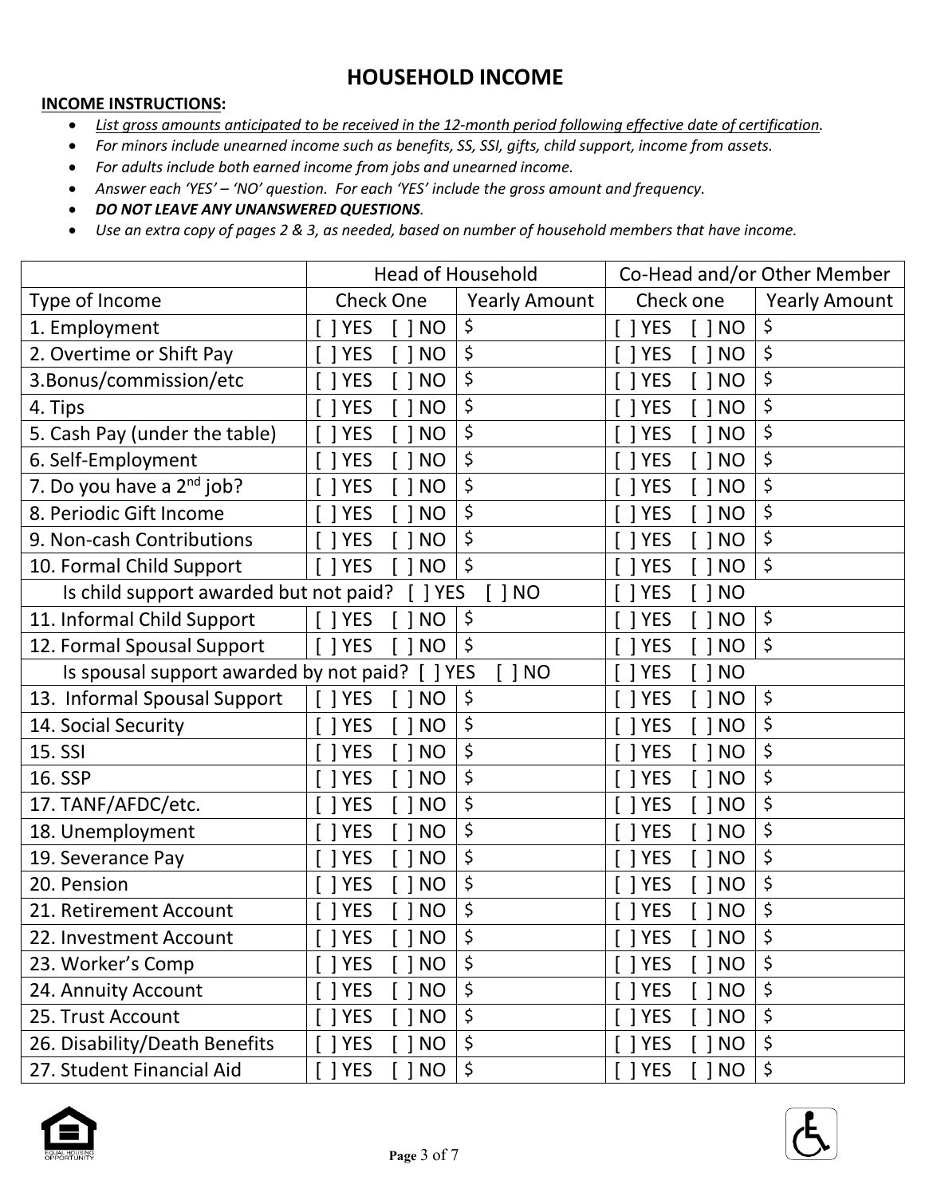# HOUSEHOLD INCOME

**INCOME INSTRUCTIONS:**

- *List gross amounts anticipated to be received in the 12-month period following effective date of certification.*
- *For minors include unearned income such as benefits, SS, SSI, gifts, child support, income from assets.*
- *For adults include both earned income from jobs and unearned income.*
- *Answer each 'YES' – 'NO' question. For each 'YES' include the gross amount and frequency.*
- ***DO NOT LEAVE ANY UNANSWERED QUESTIONS.***
- *Use an extra copy of pages 2 & 3, as needed, based on number of household members that have income.*

| | Head of Household | | Co-Head and/or Other Member | |
|---|---|---|---|---|
| Type of Income | Check One | Yearly Amount | Check one | Yearly Amount |
| 1. Employment | [ ] YES [ ] NO | $ | [ ] YES [ ] NO | $ |
| 2. Overtime or Shift Pay | [ ] YES [ ] NO | $ | [ ] YES [ ] NO | $ |
| 3.Bonus/commission/etc | [ ] YES [ ] NO | $ | [ ] YES [ ] NO | $ |
| 4. Tips | [ ] YES [ ] NO | $ | [ ] YES [ ] NO | $ |
| 5. Cash Pay (under the table) | [ ] YES [ ] NO | $ | [ ] YES [ ] NO | $ |
| 6. Self-Employment | [ ] YES [ ] NO | $ | [ ] YES [ ] NO | $ |
| 7. Do you have a 2nd job? | [ ] YES [ ] NO | $ | [ ] YES [ ] NO | $ |
| 8. Periodic Gift Income | [ ] YES [ ] NO | $ | [ ] YES [ ] NO | $ |
| 9. Non-cash Contributions | [ ] YES [ ] NO | $ | [ ] YES [ ] NO | $ |
| 10. Formal Child Support | [ ] YES [ ] NO | $ | [ ] YES [ ] NO | $ |
| Is child support awarded but not paid? [ ] YES [ ] NO | | | [ ] YES [ ] NO | |
| 11. Informal Child Support | [ ] YES [ ] NO | $ | [ ] YES [ ] NO | $ |
| 12. Formal Spousal Support | [ ] YES [ ] NO | $ | [ ] YES [ ] NO | $ |
| Is spousal support awarded by not paid? [ ] YES [ ] NO | | | [ ] YES [ ] NO | |
| 13. Informal Spousal Support | [ ] YES [ ] NO | $ | [ ] YES [ ] NO | $ |
| 14. Social Security | [ ] YES [ ] NO | $ | [ ] YES [ ] NO | $ |
| 15. SSI | [ ] YES [ ] NO | $ | [ ] YES [ ] NO | $ |
| 16. SSP | [ ] YES [ ] NO | $ | [ ] YES [ ] NO | $ |
| 17. TANF/AFDC/etc. | [ ] YES [ ] NO | $ | [ ] YES [ ] NO | $ |
| 18. Unemployment | [ ] YES [ ] NO | $ | [ ] YES [ ] NO | $ |
| 19. Severance Pay | [ ] YES [ ] NO | $ | [ ] YES [ ] NO | $ |
| 20. Pension | [ ] YES [ ] NO | $ | [ ] YES [ ] NO | $ |
| 21. Retirement Account | [ ] YES [ ] NO | $ | [ ] YES [ ] NO | $ |
| 22. Investment Account | [ ] YES [ ] NO | $ | [ ] YES [ ] NO | $ |
| 23. Worker's Comp | [ ] YES [ ] NO | $ | [ ] YES [ ] NO | $ |
| 24. Annuity Account | [ ] YES [ ] NO | $ | [ ] YES [ ] NO | $ |
| 25. Trust Account | [ ] YES [ ] NO | $ | [ ] YES [ ] NO | $ |
| 26. Disability/Death Benefits | [ ] YES [ ] NO | $ | [ ] YES [ ] NO | $ |
| 27. Student Financial Aid | [ ] YES [ ] NO | $ | [ ] YES [ ] NO | $ |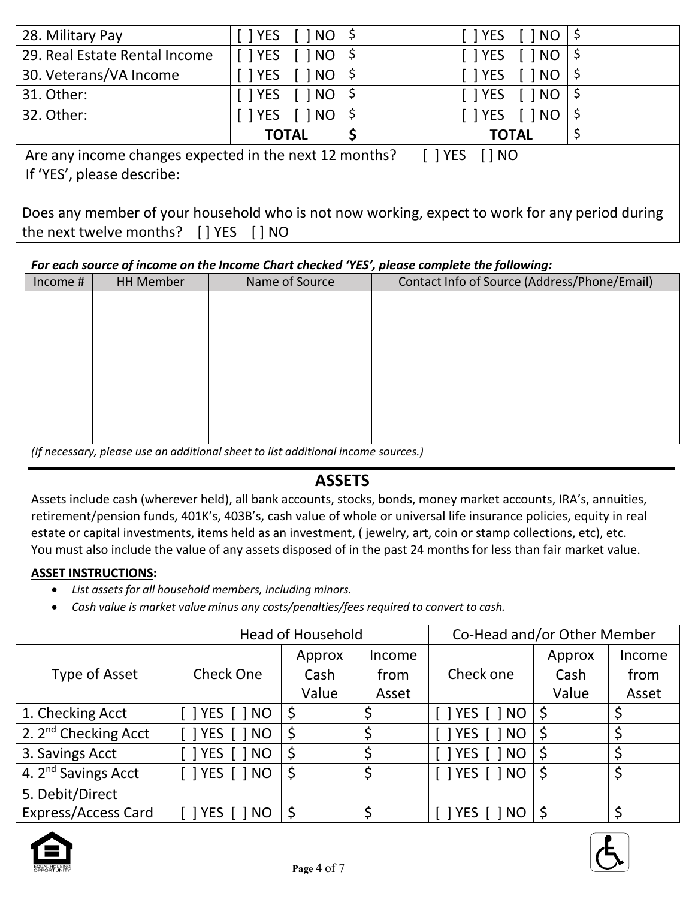| | | | | |
|---|---|---|---|---|
| 28. Military Pay | [ ] YES [ ] NO | $ | [ ] YES [ ] NO | $ |
| 29. Real Estate Rental Income | [ ] YES [ ] NO | $ | [ ] YES [ ] NO | $ |
| 30. Veterans/VA Income | [ ] YES [ ] NO | $ | [ ] YES [ ] NO | $ |
| 31. Other: | [ ] YES [ ] NO | $ | [ ] YES [ ] NO | $ |
| 32. Other: | [ ] YES [ ] NO | $ | [ ] YES [ ] NO | $ |
| | **TOTAL** | **$** | **TOTAL** | $ |

Are any income changes expected in the next 12 months? [ ] YES [ ] NO

If 'YES', please describe:\_\_\_\_\_\_\_\_\_\_\_\_\_\_\_\_\_\_\_\_\_\_\_\_\_\_\_\_\_\_\_\_\_\_\_\_\_\_\_\_\_\_\_\_\_\_\_\_\_\_\_\_

\_\_\_\_\_\_\_\_\_\_\_\_\_\_\_\_\_\_\_\_\_\_\_\_\_\_\_\_\_\_\_\_\_\_\_\_\_\_\_\_\_\_\_\_\_\_\_\_\_\_\_\_\_\_\_\_\_\_\_\_\_\_\_\_\_\_\_\_\_\_\_\_\_\_\_\_

Does any member of your household who is not now working, expect to work for any period during the next twelve months? [ ] YES [ ] NO

***For each source of income on the Income Chart checked 'YES', please complete the following:***

| Income # | HH Member | Name of Source | Contact Info of Source (Address/Phone/Email) |
|---|---|---|---|
| | | | |
| | | | |
| | | | |
| | | | |
| | | | |
| | | | |

*(If necessary, please use an additional sheet to list additional income sources.)*

## ASSETS

Assets include cash (wherever held), all bank accounts, stocks, bonds, money market accounts, IRA's, annuities, retirement/pension funds, 401K's, 403B's, cash value of whole or universal life insurance policies, equity in real estate or capital investments, items held as an investment, ( jewelry, art, coin or stamp collections, etc), etc. You must also include the value of any assets disposed of in the past 24 months for less than fair market value.

**ASSET INSTRUCTIONS:**

- *List assets for all household members, including minors.*
- *Cash value is market value minus any costs/penalties/fees required to convert to cash.*

| | Head of Household | | | Co-Head and/or Other Member | | |
|---|---|---|---|---|---|---|
| Type of Asset | Check One | Approx Cash Value | Income from Asset | Check one | Approx Cash Value | Income from Asset |
| 1. Checking Acct | [ ] YES [ ] NO | $ | $ | [ ] YES [ ] NO | $ | $ |
| 2. 2nd Checking Acct | [ ] YES [ ] NO | $ | $ | [ ] YES [ ] NO | $ | $ |
| 3. Savings Acct | [ ] YES [ ] NO | $ | $ | [ ] YES [ ] NO | $ | $ |
| 4. 2nd Savings Acct | [ ] YES [ ] NO | $ | $ | [ ] YES [ ] NO | $ | $ |
| 5. Debit/Direct Express/Access Card | [ ] YES [ ] NO | $ | $ | [ ] YES [ ] NO | $ | $ |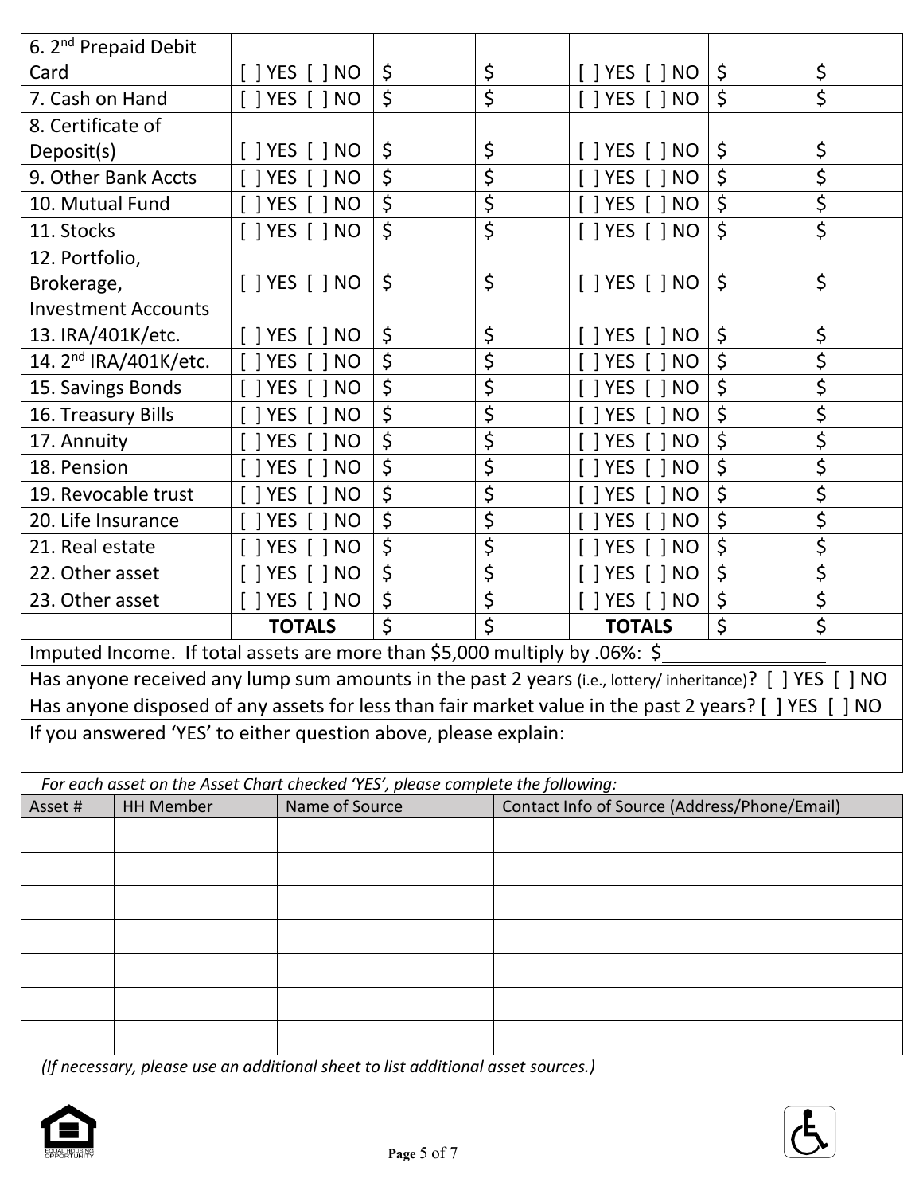| | | | | | | |
|---|---|---|---|---|---|---|
| 6. 2nd Prepaid Debit Card | [ ] YES [ ] NO | $ | $ | [ ] YES [ ] NO | $ | $ |
| 7. Cash on Hand | [ ] YES [ ] NO | $ | $ | [ ] YES [ ] NO | $ | $ |
| 8. Certificate of Deposit(s) | [ ] YES [ ] NO | $ | $ | [ ] YES [ ] NO | $ | $ |
| 9. Other Bank Accts | [ ] YES [ ] NO | $ | $ | [ ] YES [ ] NO | $ | $ |
| 10. Mutual Fund | [ ] YES [ ] NO | $ | $ | [ ] YES [ ] NO | $ | $ |
| 11. Stocks | [ ] YES [ ] NO | $ | $ | [ ] YES [ ] NO | $ | $ |
| 12. Portfolio, Brokerage, Investment Accounts | [ ] YES [ ] NO | $ | $ | [ ] YES [ ] NO | $ | $ |
| 13. IRA/401K/etc. | [ ] YES [ ] NO | $ | $ | [ ] YES [ ] NO | $ | $ |
| 14. 2nd IRA/401K/etc. | [ ] YES [ ] NO | $ | $ | [ ] YES [ ] NO | $ | $ |
| 15. Savings Bonds | [ ] YES [ ] NO | $ | $ | [ ] YES [ ] NO | $ | $ |
| 16. Treasury Bills | [ ] YES [ ] NO | $ | $ | [ ] YES [ ] NO | $ | $ |
| 17. Annuity | [ ] YES [ ] NO | $ | $ | [ ] YES [ ] NO | $ | $ |
| 18. Pension | [ ] YES [ ] NO | $ | $ | [ ] YES [ ] NO | $ | $ |
| 19. Revocable trust | [ ] YES [ ] NO | $ | $ | [ ] YES [ ] NO | $ | $ |
| 20. Life Insurance | [ ] YES [ ] NO | $ | $ | [ ] YES [ ] NO | $ | $ |
| 21. Real estate | [ ] YES [ ] NO | $ | $ | [ ] YES [ ] NO | $ | $ |
| 22. Other asset | [ ] YES [ ] NO | $ | $ | [ ] YES [ ] NO | $ | $ |
| 23. Other asset | [ ] YES [ ] NO | $ | $ | [ ] YES [ ] NO | $ | $ |
| | **TOTALS** | $ | $ | **TOTALS** | $ | $ |

Imputed Income. If total assets are more than $5,000 multiply by .06%: $________________

Has anyone received any lump sum amounts in the past 2 years (i.e., lottery/ inheritance)? [ ] YES [ ] NO

Has anyone disposed of any assets for less than fair market value in the past 2 years? [ ] YES [ ] NO

If you answered 'YES' to either question above, please explain:

*For each asset on the Asset Chart checked 'YES', please complete the following:*

| Asset # | HH Member | Name of Source | Contact Info of Source (Address/Phone/Email) |
|---|---|---|---|
| | | | |
| | | | |
| | | | |
| | | | |
| | | | |
| | | | |
| | | | |

*(If necessary, please use an additional sheet to list additional asset sources.)*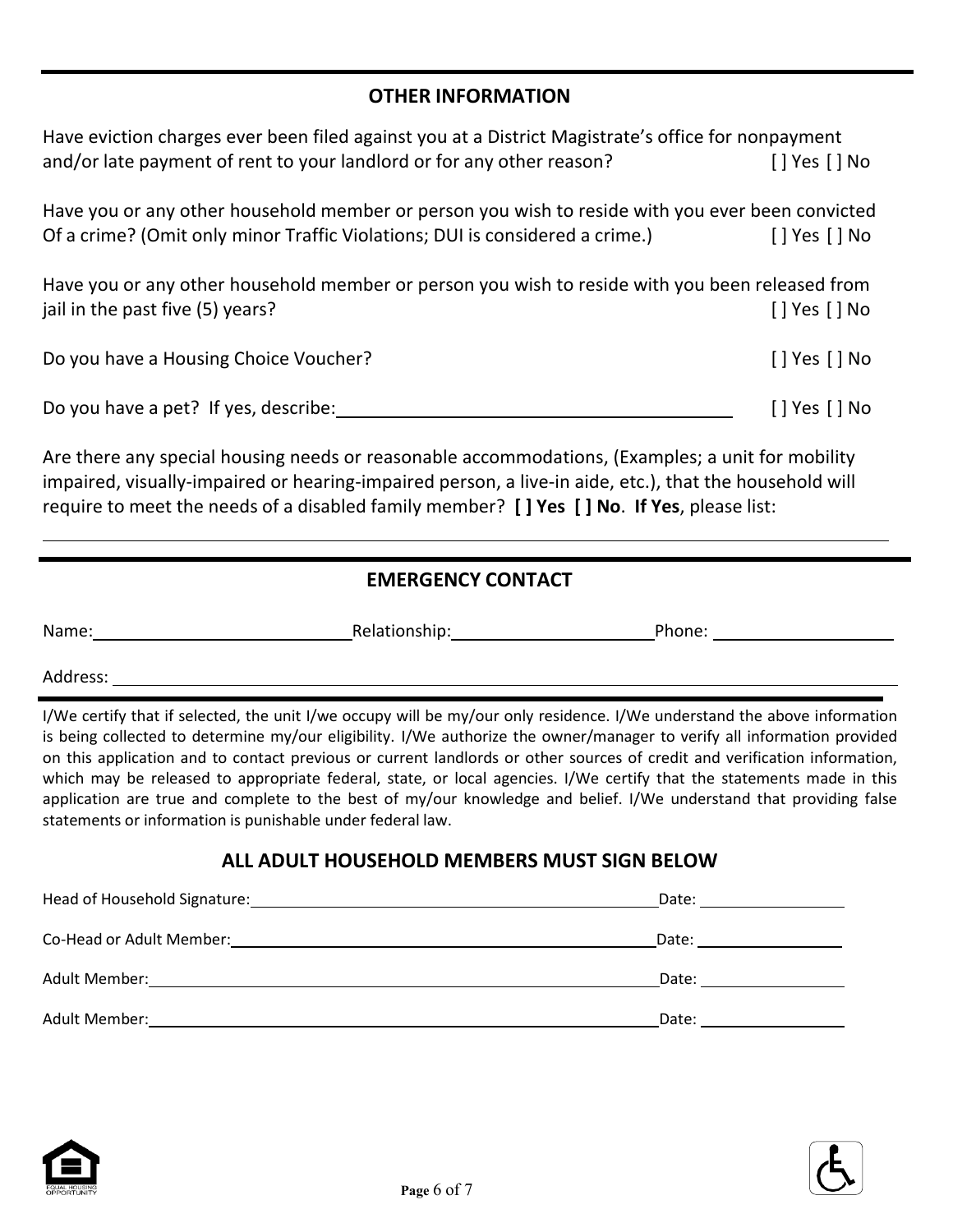## OTHER INFORMATION

Have eviction charges ever been filed against you at a District Magistrate's office for nonpayment and/or late payment of rent to your landlord or for any other reason? [ ] Yes [ ] No

Have you or any other household member or person you wish to reside with you ever been convicted Of a crime? (Omit only minor Traffic Violations; DUI is considered a crime.) [ ] Yes [ ] No

Have you or any other household member or person you wish to reside with you been released from jail in the past five (5) years? [ ] Yes [ ] No

Do you have a Housing Choice Voucher? [ ] Yes [ ] No

Do you have a pet? If yes, describe: ______________________________ [ ] Yes [ ] No

Are there any special housing needs or reasonable accommodations, (Examples; a unit for mobility impaired, visually-impaired or hearing-impaired person, a live-in aide, etc.), that the household will require to meet the needs of a disabled family member? **[ ] Yes [ ] No**. **If Yes**, please list:

______________________________________________________________

## EMERGENCY CONTACT

Name: ______________________ Relationship: ____________________ Phone: ____________________

Address: ______________________________________________________________

I/We certify that if selected, the unit I/we occupy will be my/our only residence. I/We understand the above information is being collected to determine my/our eligibility. I/We authorize the owner/manager to verify all information provided on this application and to contact previous or current landlords or other sources of credit and verification information, which may be released to appropriate federal, state, or local agencies. I/We certify that the statements made in this application are true and complete to the best of my/our knowledge and belief. I/We understand that providing false statements or information is punishable under federal law.

## ALL ADULT HOUSEHOLD MEMBERS MUST SIGN BELOW

Head of Household Signature: ______________________________ Date: ______________

Co-Head or Adult Member: ______________________________ Date: ______________

Adult Member: ______________________________ Date: ______________

Adult Member: ______________________________ Date: ______________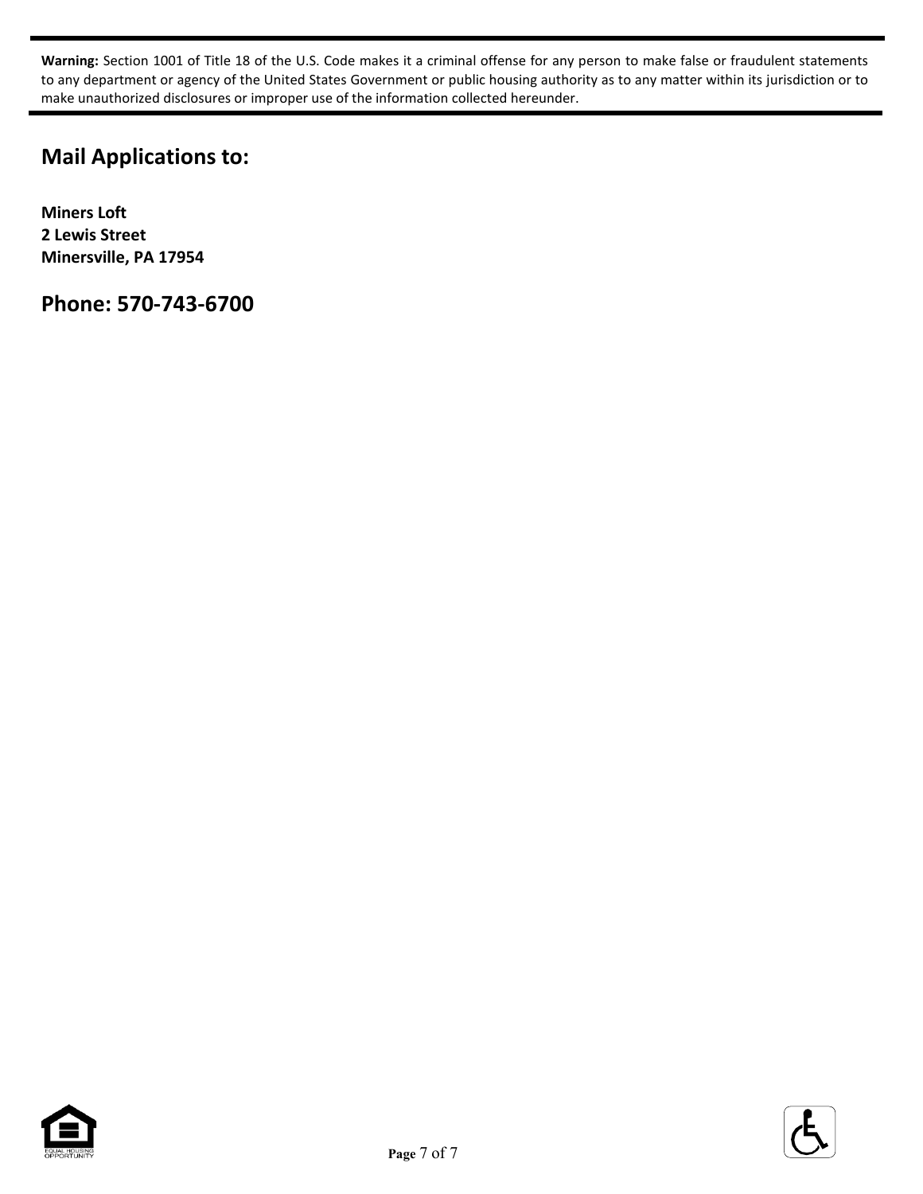**Warning:** Section 1001 of Title 18 of the U.S. Code makes it a criminal offense for any person to make false or fraudulent statements to any department or agency of the United States Government or public housing authority as to any matter within its jurisdiction or to make unauthorized disclosures or improper use of the information collected hereunder.

## Mail Applications to:

**Miners Loft**
**2 Lewis Street**
**Minersville, PA 17954**

## Phone: 570-743-6700